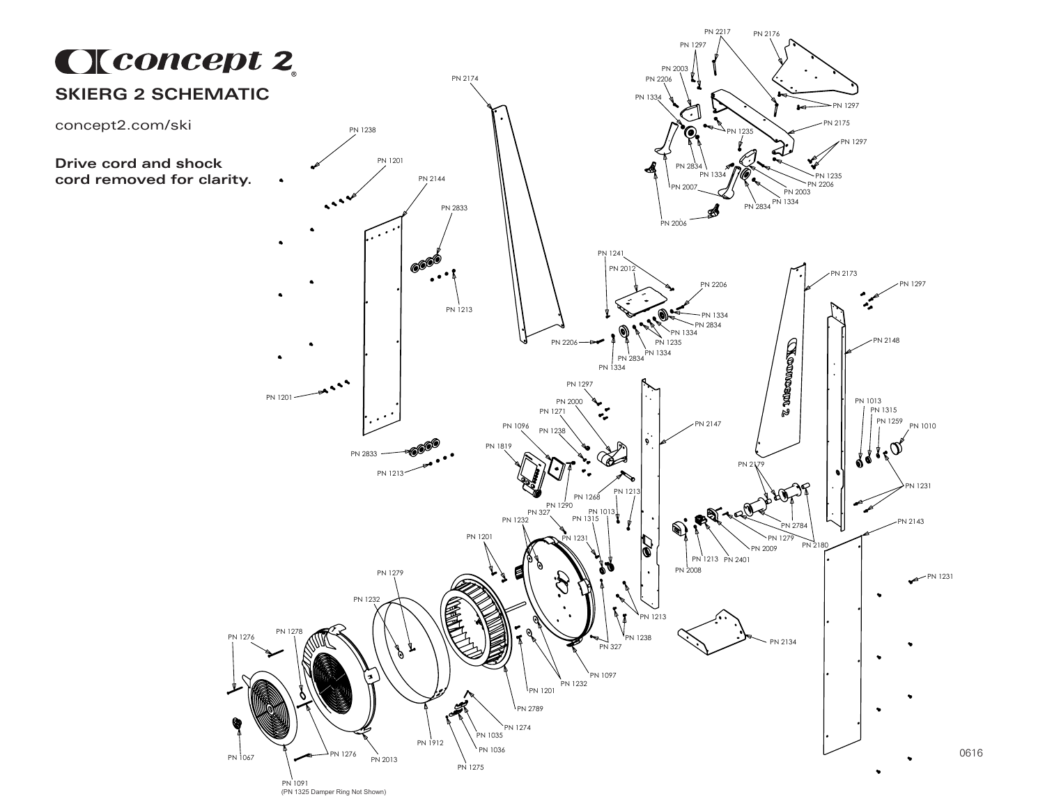# Concept 2

## SKIERG 2 SCHEMATIC

concept2.com/ski

**Drive cord and shock cord removed for clarity.**

PN 2217
PN 2176
PN 1297
PN 2003
PN 2206
PN 2174
PN 1334
PN 1297
PN 2175
PN 1235
PN 1238
PN 1297
PN 2834
PN 1334
PN 1235
PN 2206
PN 1201
PN 2003
PN 2007
PN 2834
PN 1334
PN 2144
PN 2006
PN 2833
PN 1241
PN 2012
PN 2173
PN 1297
PN 2206
PN 1213
PN 1334
PN 2834
PN 1334
PN 2206
PN 1235
PN 2148
PN 2834
PN 1334
PN 1334
PN 1297
PN 1201
PN 1013
PN 2000
PN 1315
PN 1271
PN 2147
PN 1259
PN 1010
PN 1096
PN 1238
PN 2833
PN 1819
PN 2179
PN 1231
PN 1213
PN 1268
PN 1213
PN 1290
PN 2784
PN 327
PN 1013
PN 2143
PN 1232
PN 1315
PN 1279
PN 1231
PN 2180
PN 1201
PN 2009
PN 1213
PN 2401
PN 2008
PN 1279
PN 1231
PN 1232
PN 1213
PN 1238
PN 1278
PN 327
PN 1276
PN 2134
PN 1097
PN 1201
PN 1232
PN 2789
PN 1274
PN 1035
PN 1912
PN 1036
PN 1067
PN 1276
PN 2013
PN 1275
PN 1091
(PN 1325 Damper Ring Not Shown)

0616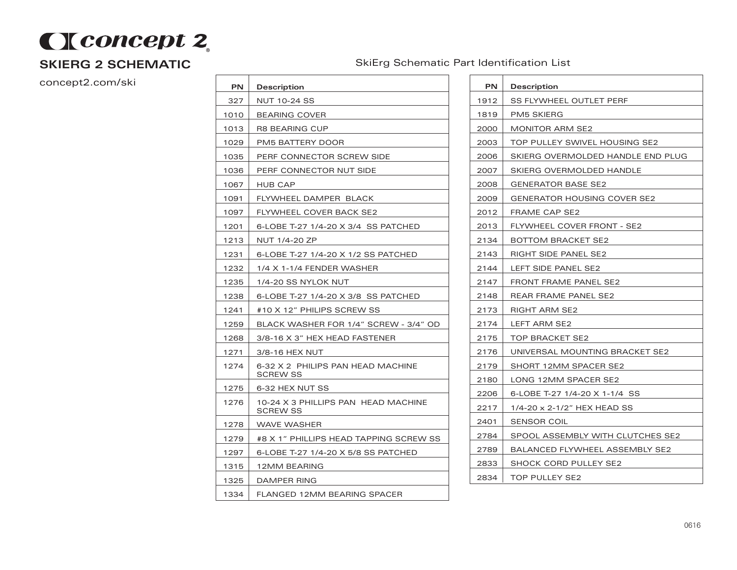# concept 2

## SKIERG 2 SCHEMATIC

concept2.com/ski

SkiErg Schematic Part Identification List

| PN | Description |
|---|---|
| 327 | NUT 10-24 SS |
| 1010 | BEARING COVER |
| 1013 | R8 BEARING CUP |
| 1029 | PM5 BATTERY DOOR |
| 1035 | PERF CONNECTOR SCREW SIDE |
| 1036 | PERF CONNECTOR NUT SIDE |
| 1067 | HUB CAP |
| 1091 | FLYWHEEL DAMPER BLACK |
| 1097 | FLYWHEEL COVER BACK SE2 |
| 1201 | 6-LOBE T-27 1/4-20 X 3/4 SS PATCHED |
| 1213 | NUT 1/4-20 ZP |
| 1231 | 6-LOBE T-27 1/4-20 X 1/2 SS PATCHED |
| 1232 | 1/4 X 1-1/4 FENDER WASHER |
| 1235 | 1/4-20 SS NYLOK NUT |
| 1238 | 6-LOBE T-27 1/4-20 X 3/8 SS PATCHED |
| 1241 | #10 X 12" PHILIPS SCREW SS |
| 1259 | BLACK WASHER FOR 1/4" SCREW - 3/4" OD |
| 1268 | 3/8-16 X 3" HEX HEAD FASTENER |
| 1271 | 3/8-16 HEX NUT |
| 1274 | 6-32 X 2 PHILIPS PAN HEAD MACHINE SCREW SS |
| 1275 | 6-32 HEX NUT SS |
| 1276 | 10-24 X 3 PHILLIPS PAN HEAD MACHINE SCREW SS |
| 1278 | WAVE WASHER |
| 1279 | #8 X 1" PHILLIPS HEAD TAPPING SCREW SS |
| 1297 | 6-LOBE T-27 1/4-20 X 5/8 SS PATCHED |
| 1315 | 12MM BEARING |
| 1325 | DAMPER RING |
| 1334 | FLANGED 12MM BEARING SPACER |

| PN | Description |
|---|---|
| 1912 | SS FLYWHEEL OUTLET PERF |
| 1819 | PM5 SKIERG |
| 2000 | MONITOR ARM SE2 |
| 2003 | TOP PULLEY SWIVEL HOUSING SE2 |
| 2006 | SKIERG OVERMOLDED HANDLE END PLUG |
| 2007 | SKIERG OVERMOLDED HANDLE |
| 2008 | GENERATOR BASE SE2 |
| 2009 | GENERATOR HOUSING COVER SE2 |
| 2012 | FRAME CAP SE2 |
| 2013 | FLYWHEEL COVER FRONT - SE2 |
| 2134 | BOTTOM BRACKET SE2 |
| 2143 | RIGHT SIDE PANEL SE2 |
| 2144 | LEFT SIDE PANEL SE2 |
| 2147 | FRONT FRAME PANEL SE2 |
| 2148 | REAR FRAME PANEL SE2 |
| 2173 | RIGHT ARM SE2 |
| 2174 | LEFT ARM SE2 |
| 2175 | TOP BRACKET SE2 |
| 2176 | UNIVERSAL MOUNTING BRACKET SE2 |
| 2179 | SHORT 12MM SPACER SE2 |
| 2180 | LONG 12MM SPACER SE2 |
| 2206 | 6-LOBE T-27 1/4-20 X 1-1/4 SS |
| 2217 | 1/4-20 x 2-1/2" HEX HEAD SS |
| 2401 | SENSOR COIL |
| 2784 | SPOOL ASSEMBLY WITH CLUTCHES SE2 |
| 2789 | BALANCED FLYWHEEL ASSEMBLY SE2 |
| 2833 | SHOCK CORD PULLEY SE2 |
| 2834 | TOP PULLEY SE2 |

0616